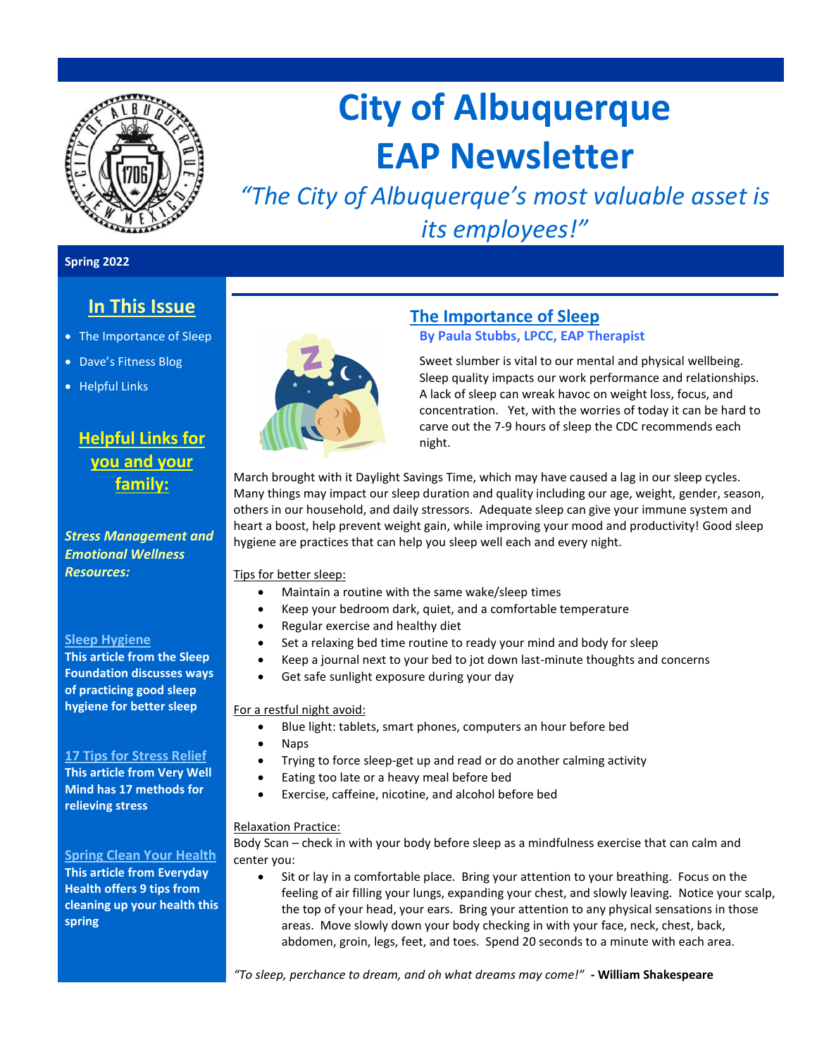# City of Albuquerque EAP Newsletter

*"The City of Albuquerque's most valuable asset is its employees!"*

**Spring 2022**

## In This Issue

- The Importance of Sleep
- Dave's Fitness Blog
- Helpful Links

## Helpful Links for you and your family:

***Stress Management and Emotional Wellness Resources:***

**Sleep Hygiene**
**This article from the Sleep Foundation discusses ways of practicing good sleep hygiene for better sleep**

**17 Tips for Stress Relief**
**This article from Very Well Mind has 17 methods for relieving stress**

**Spring Clean Your Health**
**This article from Everyday Health offers 9 tips from cleaning up your health this spring**

## The Importance of Sleep

**By Paula Stubbs, LPCC, EAP Therapist**

Sweet slumber is vital to our mental and physical wellbeing. Sleep quality impacts our work performance and relationships. A lack of sleep can wreak havoc on weight loss, focus, and concentration. Yet, with the worries of today it can be hard to carve out the 7-9 hours of sleep the CDC recommends each night.

March brought with it Daylight Savings Time, which may have caused a lag in our sleep cycles. Many things may impact our sleep duration and quality including our age, weight, gender, season, others in our household, and daily stressors. Adequate sleep can give your immune system and heart a boost, help prevent weight gain, while improving your mood and productivity! Good sleep hygiene are practices that can help you sleep well each and every night.

Tips for better sleep:

- Maintain a routine with the same wake/sleep times
- Keep your bedroom dark, quiet, and a comfortable temperature
- Regular exercise and healthy diet
- Set a relaxing bed time routine to ready your mind and body for sleep
- Keep a journal next to your bed to jot down last-minute thoughts and concerns
- Get safe sunlight exposure during your day

For a restful night avoid:

- Blue light: tablets, smart phones, computers an hour before bed
- Naps
- Trying to force sleep-get up and read or do another calming activity
- Eating too late or a heavy meal before bed
- Exercise, caffeine, nicotine, and alcohol before bed

Relaxation Practice:
Body Scan – check in with your body before sleep as a mindfulness exercise that can calm and center you:

- Sit or lay in a comfortable place. Bring your attention to your breathing. Focus on the feeling of air filling your lungs, expanding your chest, and slowly leaving. Notice your scalp, the top of your head, your ears. Bring your attention to any physical sensations in those areas. Move slowly down your body checking in with your face, neck, chest, back, abdomen, groin, legs, feet, and toes. Spend 20 seconds to a minute with each area.

*"To sleep, perchance to dream, and oh what dreams may come!"* **- William Shakespeare**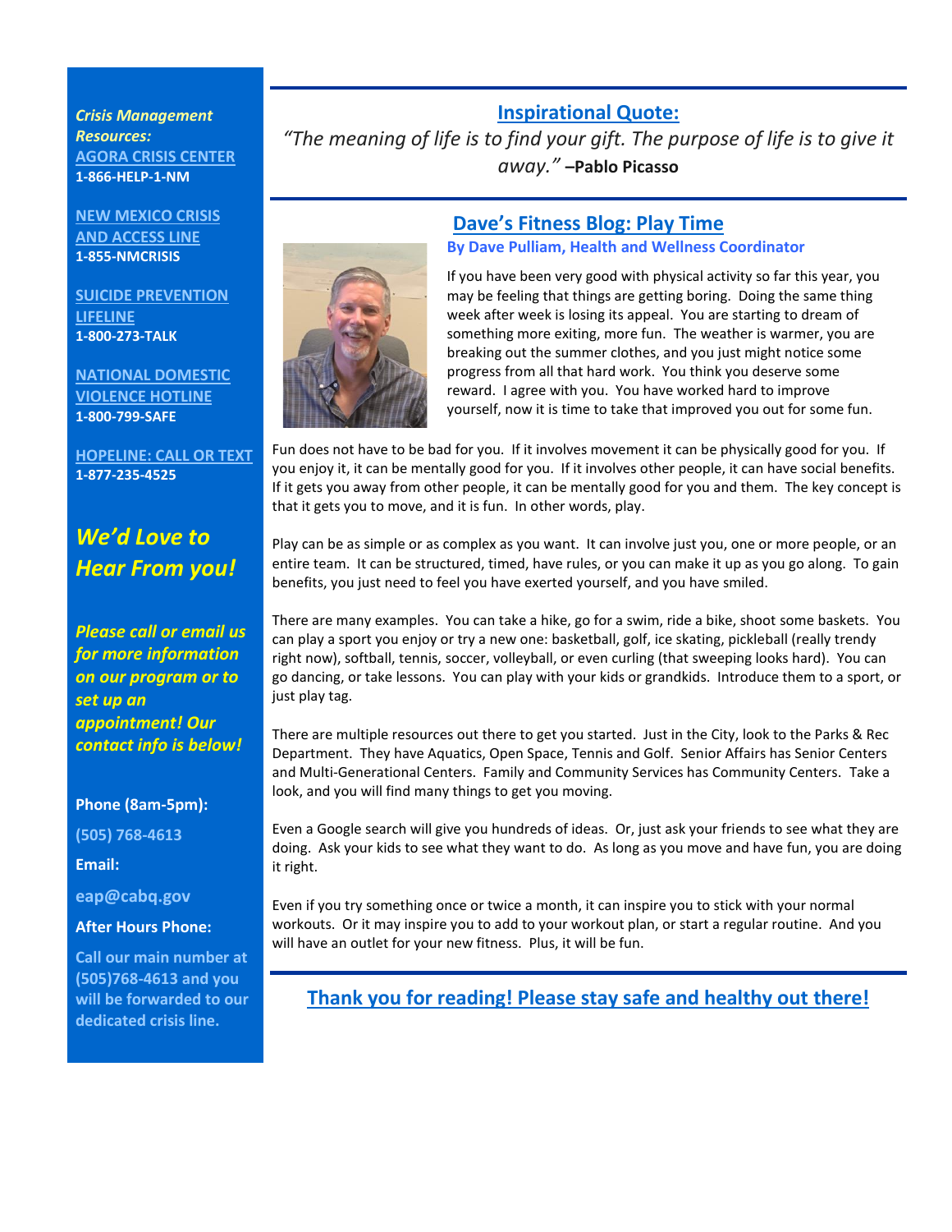*Crisis Management Resources:*

**AGORA CRISIS CENTER**
**1-866-HELP-1-NM**

**NEW MEXICO CRISIS AND ACCESS LINE**
**1-855-NMCRISIS**

**SUICIDE PREVENTION LIFELINE**
**1-800-273-TALK**

**NATIONAL DOMESTIC VIOLENCE HOTLINE**
**1-800-799-SAFE**

**HOPELINE: CALL OR TEXT**
**1-877-235-4525**

***We'd Love to Hear From you!***

***Please call or email us for more information on our program or to set up an appointment! Our contact info is below!***

**Phone (8am-5pm):**

**(505) 768-4613**

**Email:**

**eap@cabq.gov**

**After Hours Phone:**

**Call our main number at (505)768-4613 and you will be forwarded to our dedicated crisis line.**

## Inspirational Quote:

*"The meaning of life is to find your gift. The purpose of life is to give it away."* **–Pablo Picasso**

## Dave's Fitness Blog: Play Time

**By Dave Pulliam, Health and Wellness Coordinator**

If you have been very good with physical activity so far this year, you may be feeling that things are getting boring. Doing the same thing week after week is losing its appeal. You are starting to dream of something more exiting, more fun. The weather is warmer, you are breaking out the summer clothes, and you just might notice some progress from all that hard work. You think you deserve some reward. I agree with you. You have worked hard to improve yourself, now it is time to take that improved you out for some fun.

Fun does not have to be bad for you. If it involves movement it can be physically good for you. If you enjoy it, it can be mentally good for you. If it involves other people, it can have social benefits. If it gets you away from other people, it can be mentally good for you and them. The key concept is that it gets you to move, and it is fun. In other words, play.

Play can be as simple or as complex as you want. It can involve just you, one or more people, or an entire team. It can be structured, timed, have rules, or you can make it up as you go along. To gain benefits, you just need to feel you have exerted yourself, and you have smiled.

There are many examples. You can take a hike, go for a swim, ride a bike, shoot some baskets. You can play a sport you enjoy or try a new one: basketball, golf, ice skating, pickleball (really trendy right now), softball, tennis, soccer, volleyball, or even curling (that sweeping looks hard). You can go dancing, or take lessons. You can play with your kids or grandkids. Introduce them to a sport, or just play tag.

There are multiple resources out there to get you started. Just in the City, look to the Parks & Rec Department. They have Aquatics, Open Space, Tennis and Golf. Senior Affairs has Senior Centers and Multi-Generational Centers. Family and Community Services has Community Centers. Take a look, and you will find many things to get you moving.

Even a Google search will give you hundreds of ideas. Or, just ask your friends to see what they are doing. Ask your kids to see what they want to do. As long as you move and have fun, you are doing it right.

Even if you try something once or twice a month, it can inspire you to stick with your normal workouts. Or it may inspire you to add to your workout plan, or start a regular routine. And you will have an outlet for your new fitness. Plus, it will be fun.

## Thank you for reading! Please stay safe and healthy out there!